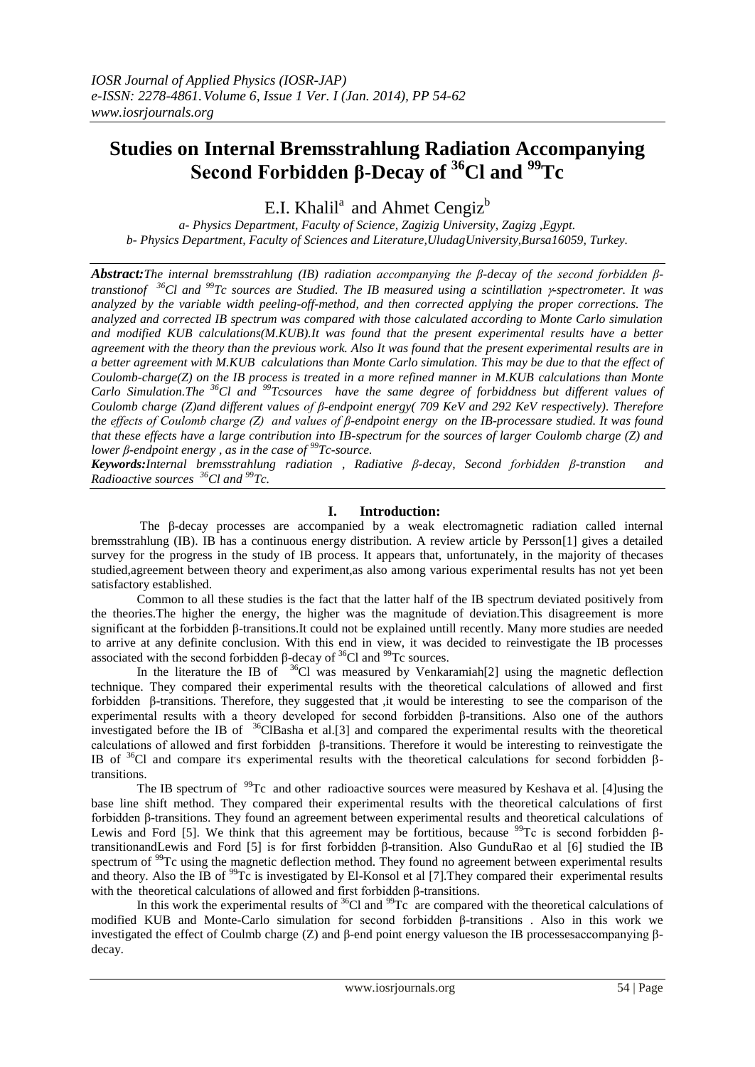# Studies on Internal Bremsstrahlung Radiation Accompanying Second Forbidden β-Decay of $^{36}$Cl and $^{99}$Tc

E.I. Khalil[a] and Ahmet Cengiz[b]

*a- Physics Department, Faculty of Science, Zagizig University, Zagizg ,Egypt.*
*b- Physics Department, Faculty of Sciences and Literature,UludagUniversity,Bursa16059, Turkey.*

***Abstract:****The internal bremsstrahlung (IB) radiation accompanying the β-decay of the second forbidden β-transtionof $^{36}$Cl and $^{99}$Tc sources are Studied. The IB measured using a scintillation γ-spectrometer. It was analyzed by the variable width peeling-off-method, and then corrected applying the proper corrections. The analyzed and corrected IB spectrum was compared with those calculated according to Monte Carlo simulation and modified KUB calculations(M.KUB).It was found that the present experimental results have a better agreement with the theory than the previous work. Also It was found that the present experimental results are in a better agreement with M.KUB calculations than Monte Carlo simulation. This may be due to that the effect of Coulomb-charge(Z) on the IB process is treated in a more refined manner in M.KUB calculations than Monte Carlo Simulation.The $^{36}$Cl and $^{99}$Tcsources have the same degree of forbiddness but different values of Coulomb charge (Z)and different values of β-endpoint energy( 709 KeV and 292 KeV respectively). Therefore the effects of Coulomb charge (Z) and values of β-endpoint energy on the IB-processare studied. It was found that these effects have a large contribution into IB-spectrum for the sources of larger Coulomb charge (Z) and lower β-endpoint energy , as in the case of $^{99}$Tc-source.*

***Keywords:****Internal bremsstrahlung radiation , Radiative β-decay, Second forbidden β-transtion and Radioactive sources $^{36}$Cl and $^{99}$Tc.*

## I. Introduction:

The β-decay processes are accompanied by a weak electromagnetic radiation called internal bremsstrahlung (IB). IB has a continuous energy distribution. A review article by Persson[1] gives a detailed survey for the progress in the study of IB process. It appears that, unfortunately, in the majority of thecases studied,agreement between theory and experiment,as also among various experimental results has not yet been satisfactory established.

Common to all these studies is the fact that the latter half of the IB spectrum deviated positively from the theories.The higher the energy, the higher was the magnitude of deviation.This disagreement is more significant at the forbidden β-transitions.It could not be explained untill recently. Many more studies are needed to arrive at any definite conclusion. With this end in view, it was decided to reinvestigate the IB processes associated with the second forbidden β-decay of $^{36}$Cl and $^{99}$Tc sources.

In the literature the IB of $^{36}$Cl was measured by Venkaramiah[2] using the magnetic deflection technique. They compared their experimental results with the theoretical calculations of allowed and first forbidden β-transitions. Therefore, they suggested that ,it would be interesting to see the comparison of the experimental results with a theory developed for second forbidden β-transitions. Also one of the authors investigated before the IB of $^{36}$ClBasha et al.[3] and compared the experimental results with the theoretical calculations of allowed and first forbidden β-transitions. Therefore it would be interesting to reinvestigate the IB of $^{36}$Cl and compare it's experimental results with the theoretical calculations for second forbidden β-transitions.

The IB spectrum of $^{99}$Tc and other radioactive sources were measured by Keshava et al. [4]using the base line shift method. They compared their experimental results with the theoretical calculations of first forbidden β-transitions. They found an agreement between experimental results and theoretical calculations of Lewis and Ford [5]. We think that this agreement may be fortitious, because $^{99}$Tc is second forbidden β-transitionandLewis and Ford [5] is for first forbidden β-transition. Also GunduRao et al [6] studied the IB spectrum of $^{99}$Tc using the magnetic deflection method. They found no agreement between experimental results and theory. Also the IB of $^{99}$Tc is investigated by El-Konsol et al [7].They compared their experimental results with the theoretical calculations of allowed and first forbidden β-transitions.

In this work the experimental results of $^{36}$Cl and $^{99}$Tc are compared with the theoretical calculations of modified KUB and Monte-Carlo simulation for second forbidden β-transitions . Also in this work we investigated the effect of Coulmb charge (Z) and β-end point energy valueson the IB processesaccompanying β-decay.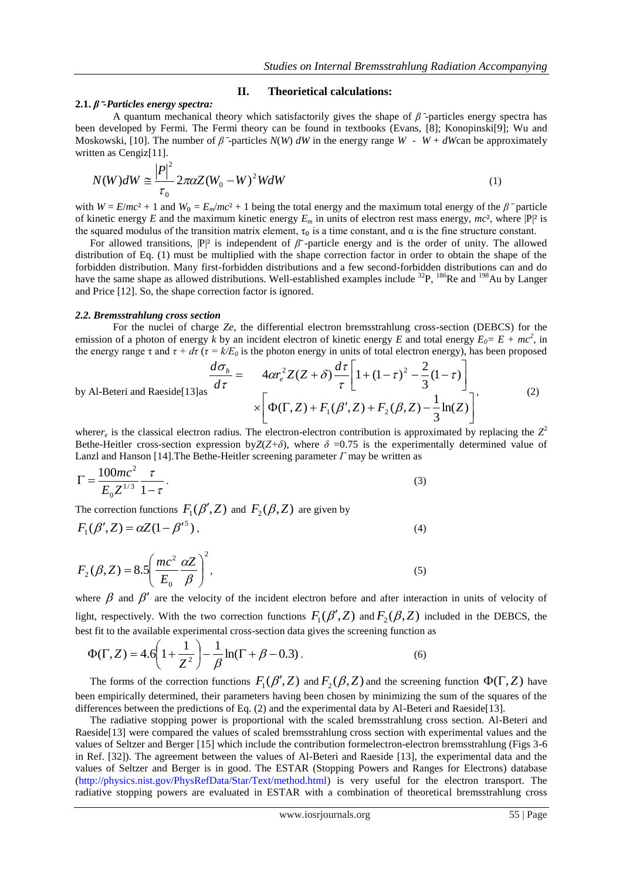## II. Theorietical calculations:

### 2.1. $\beta^-$-Particles energy spectra:

A quantum mechanical theory which satisfactorily gives the shape of $\beta^-$-particles energy spectra has been developed by Fermi. The Fermi theory can be found in textbooks (Evans, [8]; Konopinski[9]; Wu and Moskowski, [10]. The number of $\beta^-$-particles $N(W)\,dW$ in the energy range $W$ - $W + dW$can be approximately written as Cengiz[11].

$$N(W)dW \cong \frac{|P|^2}{\tau_0} 2\pi\alpha Z (W_0 - W)^2 W dW \tag{1}$$

with $W = E/mc^2 + 1$ and $W_0 = E_m/mc^2 + 1$ being the total energy and the maximum total energy of the $\beta^-$ particle of kinetic energy $E$ and the maximum kinetic energy $E_m$ in units of electron rest mass energy, $mc^2$, where $|P|^2$ is the squared modulus of the transition matrix element, $\tau_0$ is a time constant, and $\alpha$ is the fine structure constant.

For allowed transitions, $|P|^2$ is independent of $\beta^-$-particle energy and is the order of unity. The allowed distribution of Eq. (1) must be multiplied with the shape correction factor in order to obtain the shape of the forbidden distribution. Many first-forbidden distributions and a few second-forbidden distributions can and do have the same shape as allowed distributions. Well-established examples include $^{32}P$, $^{186}Re$ and $^{198}Au$ by Langer and Price [12]. So, the shape correction factor is ignored.

### *2.2. Bremsstrahlung cross section*

For the nuclei of charge $Ze$, the differential electron bremsstrahlung cross-section (DEBCS) for the emission of a photon of energy $k$ by an incident electron of kinetic energy $E$ and total energy $E_0 = E + mc^2$, in the energy range $\tau$ and $\tau + d\tau$ ($\tau = k/E_0$ is the photon energy in units of total electron energy), has been proposed by Al-Beteri and Raeside[13]as

$$\frac{d\sigma_b}{d\tau} = 4\alpha r_e^2 Z(Z+\delta)\frac{d\tau}{\tau}\left[1+(1-\tau)^2 - \frac{2}{3}(1-\tau)\right] \times \left[\Phi(\Gamma, Z) + F_1(\beta', Z) + F_2(\beta, Z) - \frac{1}{3}\ln(Z)\right], \tag{2}$$

where $r_e$ is the classical electron radius. The electron-electron contribution is approximated by replacing the $Z^2$ Bethe-Heitler cross-section expression by $Z(Z+\delta)$, where $\delta$ =0.75 is the experimentally determined value of Lanzl and Hanson [14].The Bethe-Heitler screening parameter $\Gamma$ may be written as

$$\Gamma = \frac{100mc^2}{E_0 Z^{1/3}}\frac{\tau}{1-\tau}. \tag{3}$$

The correction functions $F_1(\beta', Z)$ and $F_2(\beta, Z)$ are given by

$$F_1(\beta', Z) = \alpha Z(1-\beta'^5), \tag{4}$$

$$F_2(\beta, Z) = 8.5\left(\frac{mc^2}{E_0}\frac{\alpha Z}{\beta}\right)^2, \tag{5}$$

where $\beta$ and $\beta'$ are the velocity of the incident electron before and after interaction in units of velocity of light, respectively. With the two correction functions $F_1(\beta', Z)$ and $F_2(\beta, Z)$ included in the DEBCS, the best fit to the available experimental cross-section data gives the screening function as

$$\Phi(\Gamma, Z) = 4.6\left(1+\frac{1}{Z^2}\right) - \frac{1}{\beta}\ln(\Gamma + \beta - 0.3). \tag{6}$$

The forms of the correction functions $F_1(\beta', Z)$ and $F_2(\beta, Z)$ and the screening function $\Phi(\Gamma, Z)$ have been empirically determined, their parameters having been chosen by minimizing the sum of the squares of the differences between the predictions of Eq. (2) and the experimental data by Al-Beteri and Raeside[13].

The radiative stopping power is proportional with the scaled bremsstrahlung cross section. Al-Beteri and Raeside[13] were compared the values of scaled bremsstrahlung cross section with experimental values and the values of Seltzer and Berger [15] which include the contribution formelectron-electron bremsstrahlung (Figs 3-6 in Ref. [32]). The agreement between the values of Al-Beteri and Raeside [13], the experimental data and the values of Seltzer and Berger is in good. The ESTAR (Stopping Powers and Ranges for Electrons) database (http://physics.nist.gov/PhysRefData/Star/Text/method.html) is very useful for the electron transport. The radiative stopping powers are evaluated in ESTAR with a combination of theoretical bremsstrahlung cross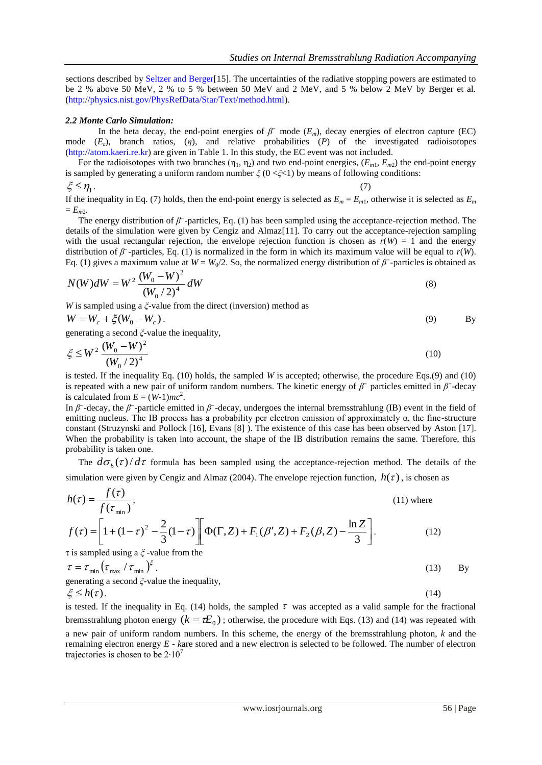sections described by Seltzer and Berger[15]. The uncertainties of the radiative stopping powers are estimated to be 2 % above 50 MeV, 2 % to 5 % between 50 MeV and 2 MeV, and 5 % below 2 MeV by Berger et al. (http://physics.nist.gov/PhysRefData/Star/Text/method.html).

### *2.2 Monte Carlo Simulation:*

In the beta decay, the end-point energies of $\beta^-$ mode ($E_m$), decay energies of electron capture (EC) mode ($E_\varepsilon$), branch ratios, ($\eta$), and relative probabilities ($P$) of the investigated radioisotopes (http://atom.kaeri.re.kr) are given in Table 1. In this study, the EC event was not included.

For the radioisotopes with two branches ($\eta_1$, $\eta_2$) and two end-point energies, ($E_{m1}$, $E_{m2}$) the end-point energy is sampled by generating a uniform random number $\xi$ ($0 < \xi < 1$) by means of following conditions:

$$\xi \le \eta_1 . \tag{7}$$

If the inequality in Eq. (7) holds, then the end-point energy is selected as $E_m = E_{m1}$, otherwise it is selected as $E_m = E_{m2}$.

The energy distribution of $\beta^-$-particles, Eq. (1) has been sampled using the acceptance-rejection method. The details of the simulation were given by Cengiz and Almaz[11]. To carry out the acceptance-rejection sampling with the usual rectangular rejection, the envelope rejection function is chosen as $r(W) = 1$ and the energy distribution of $\beta^-$-particles, Eq. (1) is normalized in the form in which its maximum value will be equal to $r(W)$. Eq. (1) gives a maximum value at $W = W_0/2$. So, the normalized energy distribution of $\beta^-$-particles is obtained as

$$N(W)dW = W^2 \frac{(W_0 - W)^2}{(W_0/2)^4} dW \tag{8}$$

$W$ is sampled using a $\xi$-value from the direct (inversion) method as

$$W = W_c + \xi (W_0 - W_c) . \tag{9}$$

By generating a second $\xi$-value the inequality,

$$\xi \le W^2 \frac{(W_0 - W)^2}{(W_0/2)^4} \tag{10}$$

is tested. If the inequality Eq. (10) holds, the sampled $W$ is accepted; otherwise, the procedure Eqs.(9) and (10) is repeated with a new pair of uniform random numbers. The kinetic energy of $\beta^-$ particles emitted in $\beta^-$-decay is calculated from $E = (W-1)mc^2$.

In $\beta^-$-decay, the $\beta^-$-particle emitted in $\beta^-$-decay, undergoes the internal bremsstrahlung (IB) event in the field of emitting nucleus. The IB process has a probability per electron emission of approximately α, the fine-structure constant (Struzynski and Pollock [16], Evans [8] ). The existence of this case has been observed by Aston [17]. When the probability is taken into account, the shape of the IB distribution remains the same. Therefore, this probability is taken one.

The $d\sigma_b(\tau)/d\tau$ formula has been sampled using the acceptance-rejection method. The details of the simulation were given by Cengiz and Almaz (2004). The envelope rejection function, $h(\tau)$, is chosen as

$$h(\tau) = \frac{f(\tau)}{f(\tau_{\min})}, \tag{11}$$

where

$$f(\tau) = \left[1 + (1-\tau)^2 - \frac{2}{3}(1-\tau)\right]\left[\Phi(\Gamma, Z) + F_1(\beta', Z) + F_2(\beta, Z) - \frac{\ln Z}{3}\right]. \tag{12}$$

τ is sampled using a $\xi$-value from the

$$\tau = \tau_{\min}\left(\tau_{\max}/\tau_{\min}\right)^{\xi} . \tag{13}$$

By generating a second $\xi$-value the inequality,

$$\xi \le h(\tau) . \tag{14}$$

is tested. If the inequality in Eq. (14) holds, the sampled $\tau$ was accepted as a valid sample for the fractional bremsstrahlung photon energy $(k = \tau E_0)$; otherwise, the procedure with Eqs. (13) and (14) was repeated with a new pair of uniform random numbers. In this scheme, the energy of the bremsstrahlung photon, $k$ and the remaining electron energy $E$ - $k$are stored and a new electron is selected to be followed. The number of electron trajectories is chosen to be $2 \cdot 10^7$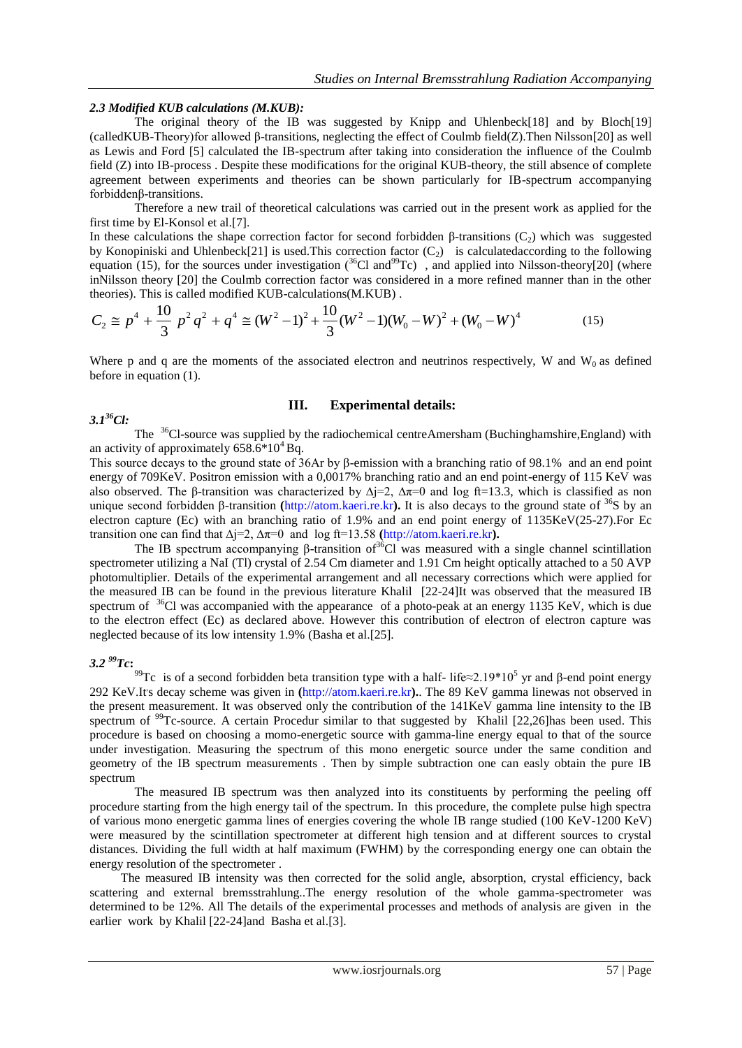### *2.3 Modified KUB calculations (M.KUB):*

The original theory of the IB was suggested by Knipp and Uhlenbeck[18] and by Bloch[19] (calledKUB-Theory)for allowed β-transitions, neglecting the effect of Coulmb field(Z).Then Nilsson[20] as well as Lewis and Ford [5] calculated the IB-spectrum after taking into consideration the influence of the Coulmb field (Z) into IB-process . Despite these modifications for the original KUB-theory, the still absence of complete agreement between experiments and theories can be shown particularly for IB-spectrum accompanying forbiddenβ-transitions.

Therefore a new trail of theoretical calculations was carried out in the present work as applied for the first time by El-Konsol et al.[7].

In these calculations the shape correction factor for second forbidden β-transitions ($C_2$) which was suggested by Konopiniski and Uhlenbeck[21] is used.This correction factor ($C_2$) is calculatedaccording to the following equation (15), for the sources under investigation ($^{36}$Cl and$^{99}$Tc) , and applied into Nilsson-theory[20] (where inNilsson theory [20] the Coulmb correction factor was considered in a more refined manner than in the other theories). This is called modified KUB-calculations(M.KUB) .

$$C_2 \cong p^4 + \frac{10}{3}\, p^2 q^2 + q^4 \cong (W^2-1)^2 + \frac{10}{3}(W^2-1)(W_0-W)^2 + (W_0-W)^4 \qquad (15)$$

Where p and q are the moments of the associated electron and neutrinos respectively, W and $W_0$ as defined before in equation (1).

## III. Experimental details:

### *3.1 $^{36}$Cl:*

The $^{36}$Cl-source was supplied by the radiochemical centreAmersham (Buchinghamshire,England) with an activity of approximately $658.6*10^4$ Bq.

This source decays to the ground state of 36Ar by β-emission with a branching ratio of 98.1% and an end point energy of 709KeV. Positron emission with a 0,0017% branching ratio and an end point-energy of 115 KeV was also observed. The β-transition was characterized by Δj=2, Δπ=0 and log ft=13.3, which is classified as non unique second forbidden β-transition **(**http://atom.kaeri.re.kr**).** It is also decays to the ground state of $^{36}$S by an electron capture (Ec) with an branching ratio of 1.9% and an end point energy of 1135KeV(25-27).For Ec transition one can find that Δj=2, Δπ=0 and log ft=13.58 **(**http://atom.kaeri.re.kr**).**

The IB spectrum accompanying β-transition of$^{36}$Cl was measured with a single channel scintillation spectrometer utilizing a NaI (Tl) crystal of 2.54 Cm diameter and 1.91 Cm height optically attached to a 50 AVP photomultiplier. Details of the experimental arrangement and all necessary corrections which were applied for the measured IB can be found in the previous literature Khalil [22-24]It was observed that the measured IB spectrum of $^{36}$Cl was accompanied with the appearance of a photo-peak at an energy 1135 KeV, which is due to the electron effect (Ec) as declared above. However this contribution of electron of electron capture was neglected because of its low intensity 1.9% (Basha et al.[25].

### *3.2 $^{99}$Tc:*

$^{99}$Tc is of a second forbidden beta transition type with a half- life≈$2.19*10^5$ yr and β-end point energy 292 KeV.It's decay scheme was given in **(**http://atom.kaeri.re.kr**).**. The 89 KeV gamma linewas not observed in the present measurement. It was observed only the contribution of the 141KeV gamma line intensity to the IB spectrum of $^{99}$Tc-source. A certain Procedur similar to that suggested by Khalil [22,26]has been used. This procedure is based on choosing a momo-energetic source with gamma-line energy equal to that of the source under investigation. Measuring the spectrum of this mono energetic source under the same condition and geometry of the IB spectrum measurements . Then by simple subtraction one can easly obtain the pure IB spectrum

The measured IB spectrum was then analyzed into its constituents by performing the peeling off procedure starting from the high energy tail of the spectrum. In this procedure, the complete pulse high spectra of various mono energetic gamma lines of energies covering the whole IB range studied (100 KeV-1200 KeV) were measured by the scintillation spectrometer at different high tension and at different sources to crystal distances. Dividing the full width at half maximum (FWHM) by the corresponding energy one can obtain the energy resolution of the spectrometer .

The measured IB intensity was then corrected for the solid angle, absorption, crystal efficiency, back scattering and external bremsstrahlung..The energy resolution of the whole gamma-spectrometer was determined to be 12%. All The details of the experimental processes and methods of analysis are given in the earlier work by Khalil [22-24]and Basha et al.[3].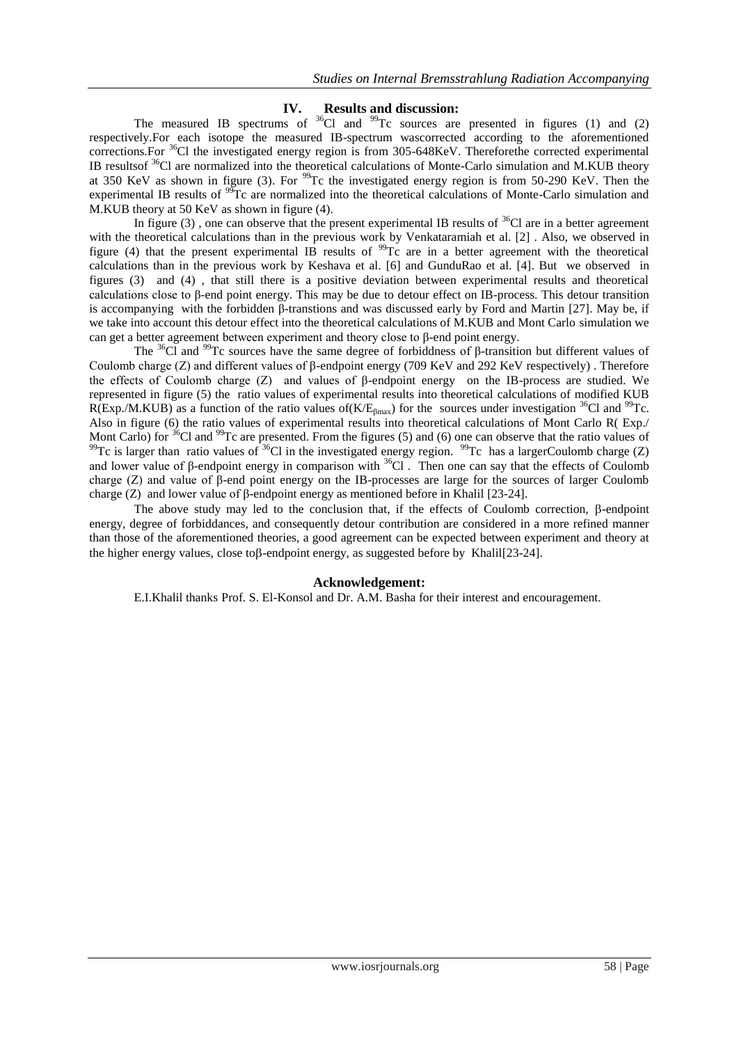## IV. Results and discussion:

The measured IB spectrums of $^{36}Cl$ and $^{99}Tc$ sources are presented in figures (1) and (2) respectively.For each isotope the measured IB-spectrum wascorrected according to the aforementioned corrections.For $^{36}Cl$ the investigated energy region is from 305-648KeV. Thereforethe corrected experimental IB resultsof $^{36}Cl$ are normalized into the theoretical calculations of Monte-Carlo simulation and M.KUB theory at 350 KeV as shown in figure (3). For $^{99}Tc$ the investigated energy region is from 50-290 KeV. Then the experimental IB results of $^{99}Tc$ are normalized into the theoretical calculations of Monte-Carlo simulation and M.KUB theory at 50 KeV as shown in figure (4).

In figure (3) , one can observe that the present experimental IB results of $^{36}Cl$ are in a better agreement with the theoretical calculations than in the previous work by Venkataramiah et al. [2] . Also, we observed in figure (4) that the present experimental IB results of $^{99}Tc$ are in a better agreement with the theoretical calculations than in the previous work by Keshava et al. [6] and GunduRao et al. [4]. But we observed in figures (3) and (4) , that still there is a positive deviation between experimental results and theoretical calculations close to β-end point energy. This may be due to detour effect on IB-process. This detour transition is accompanying with the forbidden β-transtions and was discussed early by Ford and Martin [27]. May be, if we take into account this detour effect into the theoretical calculations of M.KUB and Mont Carlo simulation we can get a better agreement between experiment and theory close to β-end point energy.

The $^{36}Cl$ and $^{99}Tc$ sources have the same degree of forbiddness of β-transition but different values of Coulomb charge (Z) and different values of β-endpoint energy (709 KeV and 292 KeV respectively) . Therefore the effects of Coulomb charge (Z) and values of β-endpoint energy on the IB-process are studied. We represented in figure (5) the ratio values of experimental results into theoretical calculations of modified KUB R(Exp./M.KUB) as a function of the ratio values of($K/E_{\beta max}$) for the sources under investigation $^{36}Cl$ and $^{99}Tc$. Also in figure (6) the ratio values of experimental results into theoretical calculations of Mont Carlo R( Exp./ Mont Carlo) for $^{36}Cl$ and $^{99}Tc$ are presented. From the figures (5) and (6) one can observe that the ratio values of $^{99}Tc$ is larger than ratio values of $^{36}Cl$ in the investigated energy region. $^{99}Tc$ has a largerCoulomb charge (Z) and lower value of β-endpoint energy in comparison with $^{36}Cl$ . Then one can say that the effects of Coulomb charge (Z) and value of β-end point energy on the IB-processes are large for the sources of larger Coulomb charge (Z) and lower value of β-endpoint energy as mentioned before in Khalil [23-24].

The above study may led to the conclusion that, if the effects of Coulomb correction, β-endpoint energy, degree of forbiddances, and consequently detour contribution are considered in a more refined manner than those of the aforementioned theories, a good agreement can be expected between experiment and theory at the higher energy values, close toβ-endpoint energy, as suggested before by Khalil[23-24].

## Acknowledgement:

E.I.Khalil thanks Prof. S. El-Konsol and Dr. A.M. Basha for their interest and encouragement.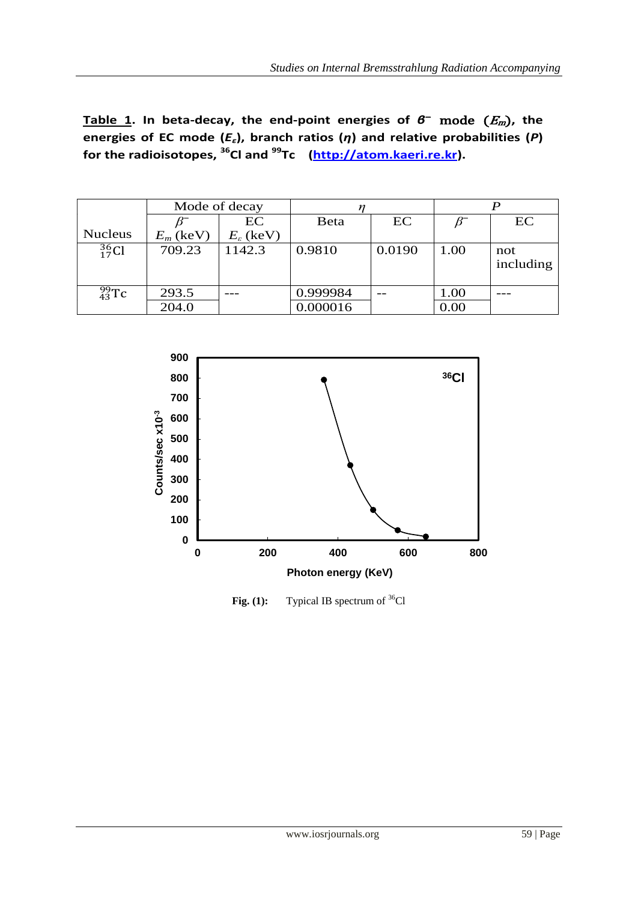**Table 1**. In beta-decay, the end-point energies of $\beta^-$ mode ($E_m$), the energies of EC mode ($E_\varepsilon$), branch ratios ($\eta$) and relative probabilities ($P$) for the radioisotopes, $^{36}$Cl and $^{99}$Tc (http://atom.kaeri.re.kr).

| Nucleus | Mode of decay | | $\eta$ | | $P$ | |
|---|---|---|---|---|---|---|
| | $\beta^-$ $E_m$ (keV) | EC $E_\varepsilon$ (keV) | Beta | EC | $\beta^-$ | EC |
| $^{36}_{17}$Cl | 709.23 | 1142.3 | 0.9810 | 0.0190 | 1.00 | not including |
| $^{99}_{43}$Tc | 293.5 | --- | 0.999984 | -- | 1.00 | --- |
| | 204.0 | | 0.000016 | | 0.00 | |

**Fig. (1):** Typical IB spectrum of $^{36}$Cl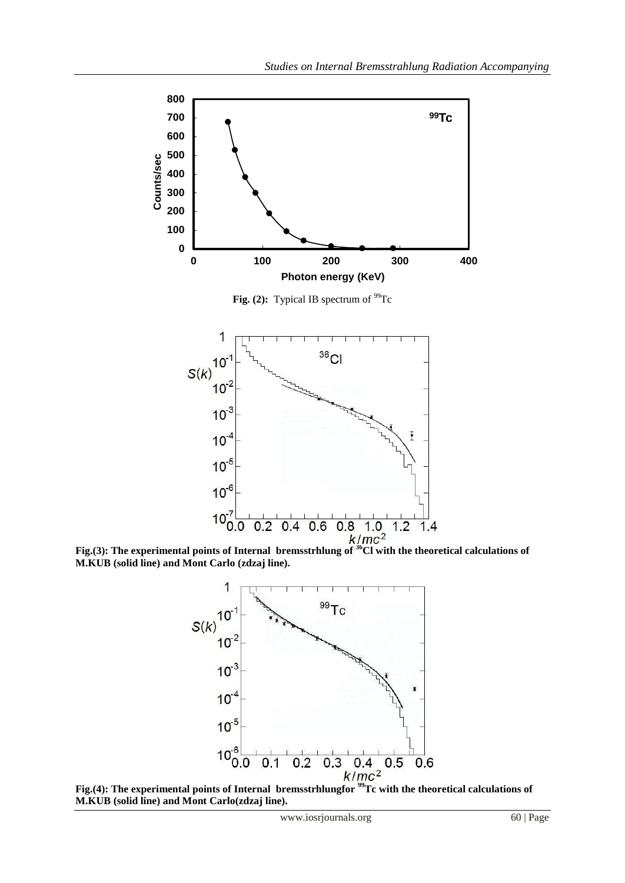Fig. (2): Typical IB spectrum of $^{99}$Tc

**Fig.(3): The experimental points of Internal bremsstrhlung of $^{36}$Cl with the theoretical calculations of M.KUB (solid line) and Mont Carlo (zdzaj line).**

**Fig.(4): The experimental points of Internal bremsstrhlungfor $^{99}$Tc with the theoretical calculations of M.KUB (solid line) and Mont Carlo(zdzaj line).**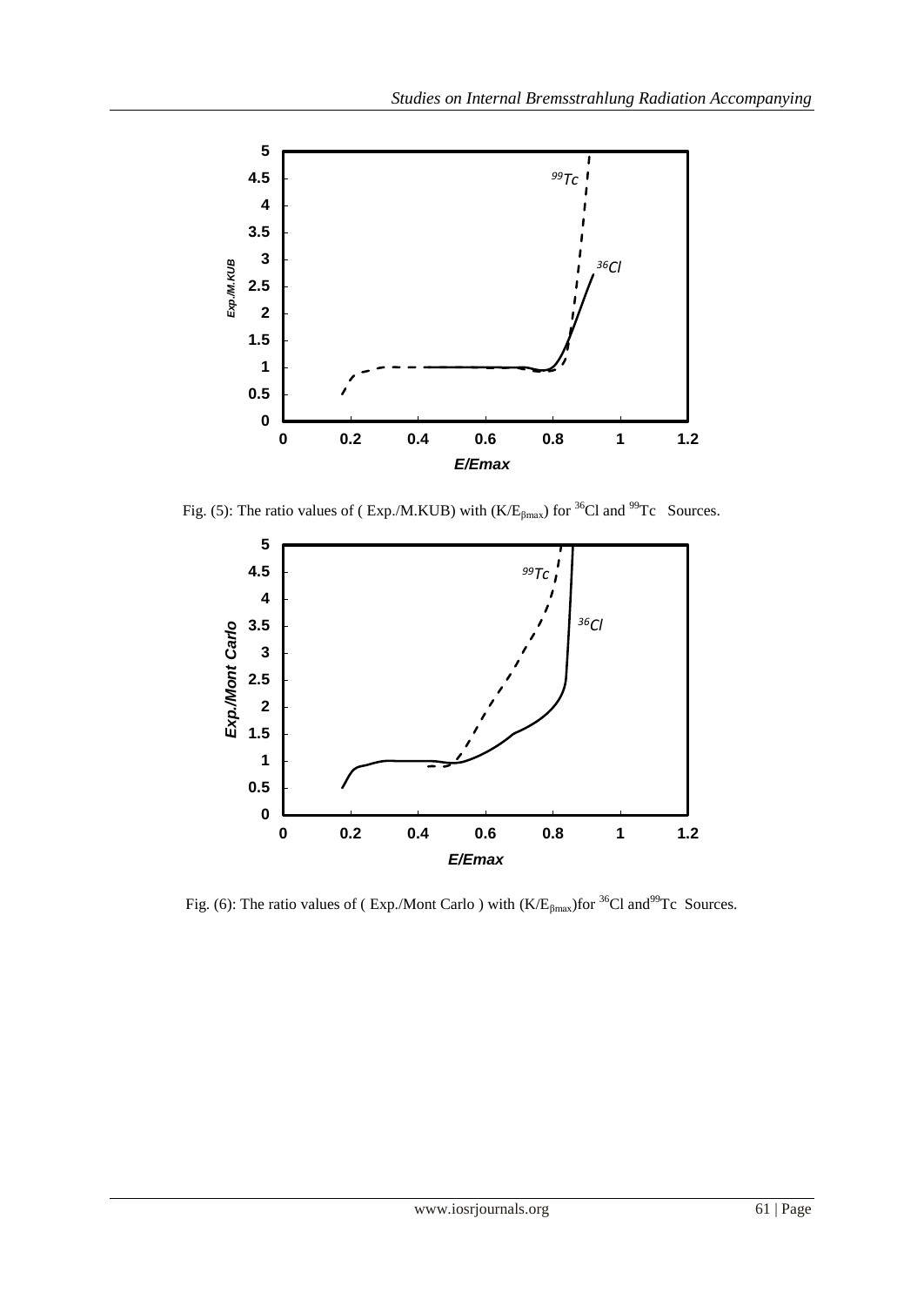Fig. (5): The ratio values of ( Exp./M.KUB) with ($K/E_{\beta max}$) for $^{36}$Cl and $^{99}$Tc Sources.

Fig. (6): The ratio values of ( Exp./Mont Carlo ) with ($K/E_{\beta max}$)for $^{36}$Cl and $^{99}$Tc Sources.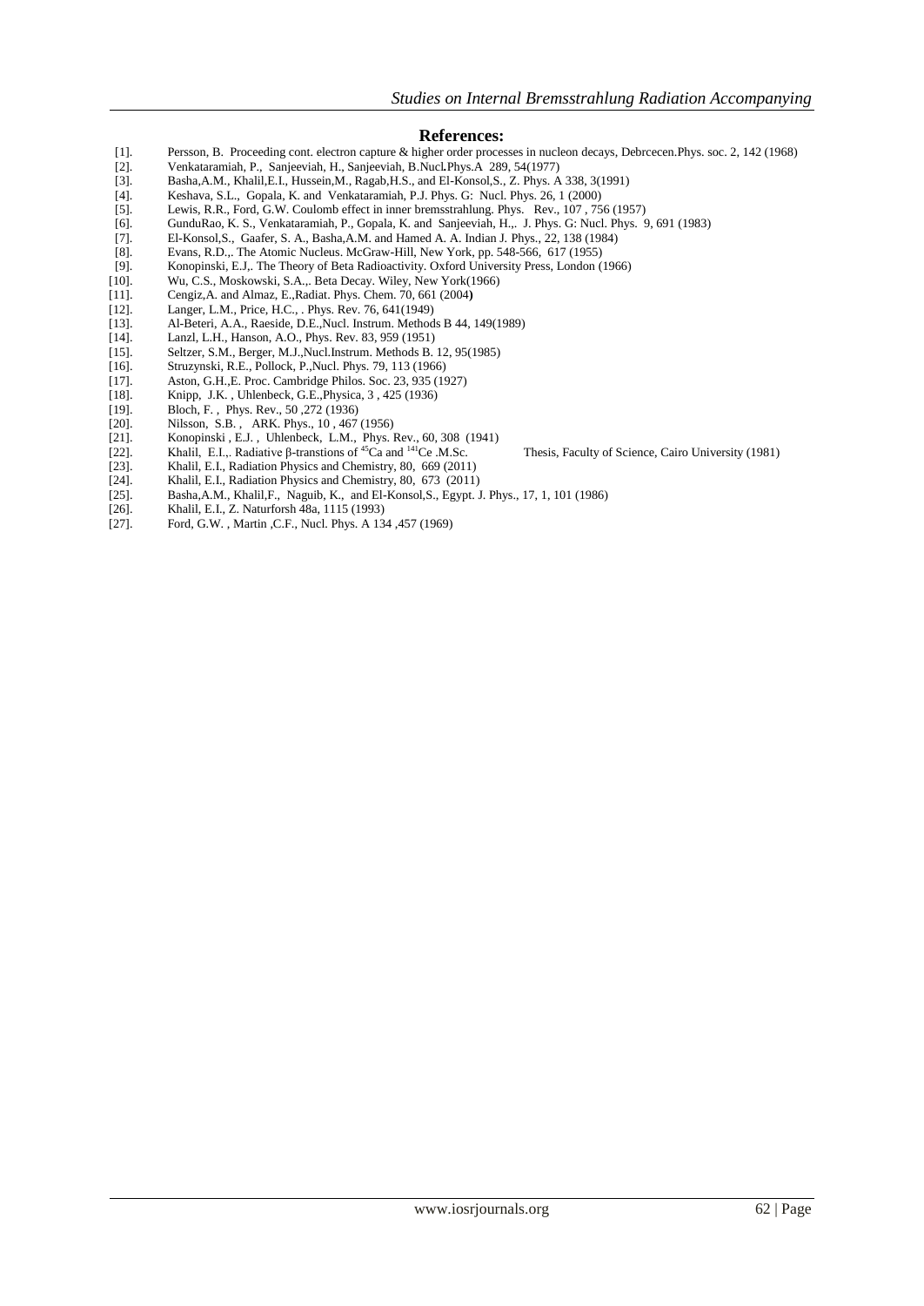## References:

[1]. Persson, B. Proceeding cont. electron capture & higher order processes in nucleon decays, Debrcecen.Phys. soc. 2, 142 (1968)
[2]. Venkataramiah, P., Sanjeeviah, H., Sanjeeviah, B.Nucl.Phys.A 289, 54(1977)
[3]. Basha,A.M., Khalil,E.I., Hussein,M., Ragab,H.S., and El-Konsol,S., Z. Phys. A 338, 3(1991)
[4]. Keshava, S.L., Gopala, K. and Venkataramiah, P.J. Phys. G: Nucl. Phys. 26, 1 (2000)
[5]. Lewis, R.R., Ford, G.W. Coulomb effect in inner bremsstrahlung. Phys. Rev., 107 , 756 (1957)
[6]. GunduRao, K. S., Venkataramiah, P., Gopala, K. and Sanjeeviah, H.,. J. Phys. G: Nucl. Phys. 9, 691 (1983)
[7]. El-Konsol,S., Gaafer, S. A., Basha,A.M. and Hamed A. A. Indian J. Phys., 22, 138 (1984)
[8]. Evans, R.D.,. The Atomic Nucleus. McGraw-Hill, New York, pp. 548-566, 617 (1955)
[9]. Konopinski, E.J,. The Theory of Beta Radioactivity. Oxford University Press, London (1966)
[10]. Wu, C.S., Moskowski, S.A.,. Beta Decay. Wiley, New York(1966)
[11]. Cengiz,A. and Almaz, E.,Radiat. Phys. Chem. 70, 661 (2004)
[12]. Langer, L.M., Price, H.C., . Phys. Rev. 76, 641(1949)
[13]. Al-Beteri, A.A., Raeside, D.E.,Nucl. Instrum. Methods B 44, 149(1989)
[14]. Lanzl, L.H., Hanson, A.O., Phys. Rev. 83, 959 (1951)
[15]. Seltzer, S.M., Berger, M.J.,Nucl.Instrum. Methods B. 12, 95(1985)
[16]. Struzynski, R.E., Pollock, P.,Nucl. Phys. 79, 113 (1966)
[17]. Aston, G.H.,E. Proc. Cambridge Philos. Soc. 23, 935 (1927)
[18]. Knipp, J.K. , Uhlenbeck, G.E.,Physica, 3 , 425 (1936)
[19]. Bloch, F. , Phys. Rev., 50 ,272 (1936)
[20]. Nilsson, S.B. , ARK. Phys., 10 , 467 (1956)
[21]. Konopinski , E.J. , Uhlenbeck, L.M., Phys. Rev., 60, 308 (1941)
[22]. Khalil, E.I.,. Radiative β-transtions of $^{45}$Ca and $^{141}$Ce .M.Sc. Thesis, Faculty of Science, Cairo University (1981)
[23]. Khalil, E.I., Radiation Physics and Chemistry, 80, 669 (2011)
[24]. Khalil, E.I., Radiation Physics and Chemistry, 80, 673 (2011)
[25]. Basha,A.M., Khalil,F., Naguib, K., and El-Konsol,S., Egypt. J. Phys., 17, 1, 101 (1986)
[26]. Khalil, E.I., Z. Naturforsh 48a, 1115 (1993)
[27]. Ford, G.W. , Martin ,C.F., Nucl. Phys. A 134 ,457 (1969)